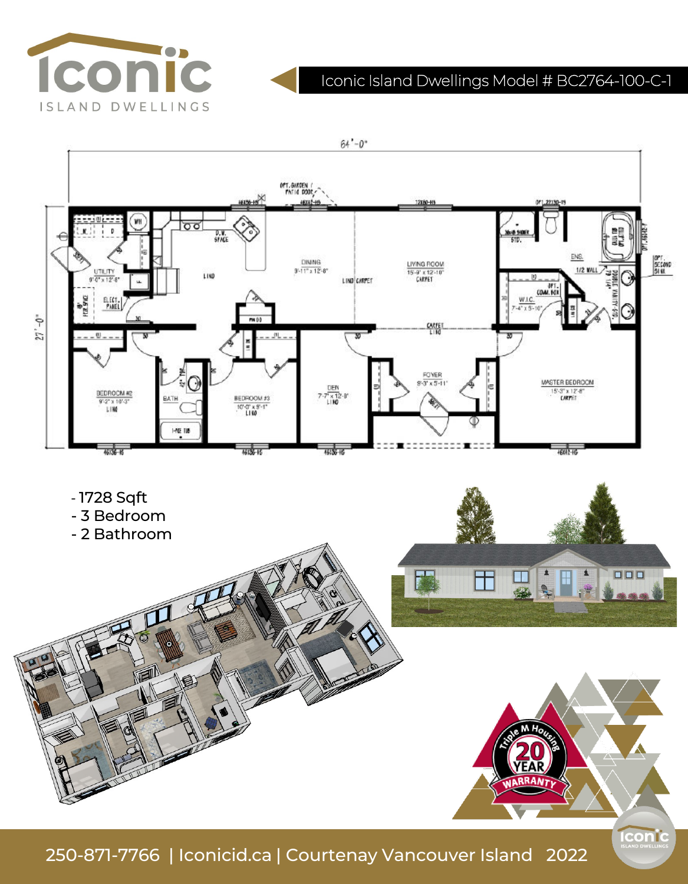# Iconic Island Dwellings Model # BC2764-100-C-1

- 1728 Sqft
- 3 Bedroom
- 2 Bathroom

250-871-7766 | Iconicid.ca | Courtenay Vancouver Island 2022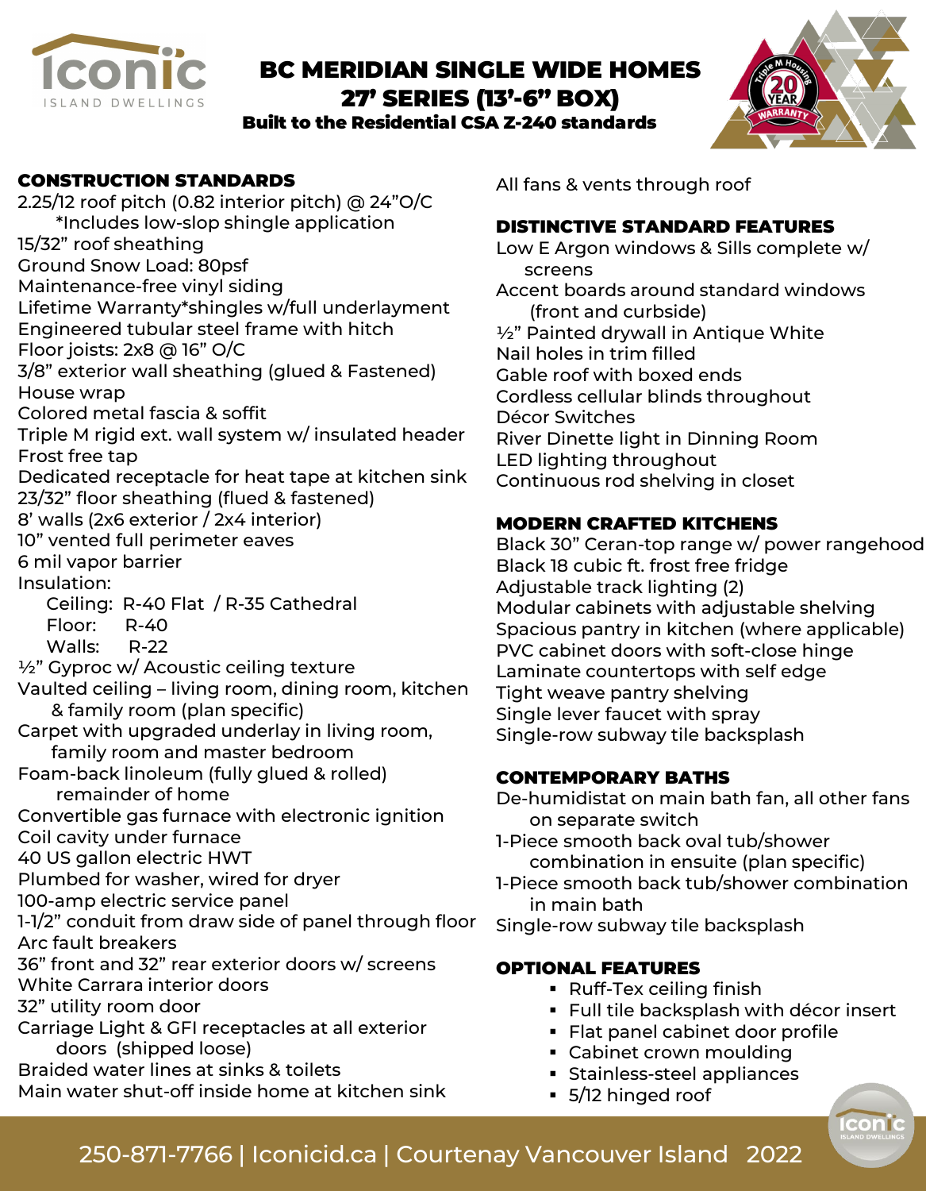Iconic ISLAND DWELLINGS

# BC MERIDIAN SINGLE WIDE HOMES 27' SERIES (13'-6" BOX)

**Built to the Residential CSA Z-240 standards**

Triple M Housing 20 YEAR WARRANTY

## CONSTRUCTION STANDARDS

2.25/12 roof pitch (0.82 interior pitch) @ 24"O/C
*Includes low-slop shingle application
15/32" roof sheathing
Ground Snow Load: 80psf
Maintenance-free vinyl siding
Lifetime Warranty*shingles w/full underlayment
Engineered tubular steel frame with hitch
Floor joists: 2x8 @ 16" O/C
3/8" exterior wall sheathing (glued & Fastened)
House wrap
Colored metal fascia & soffit
Triple M rigid ext. wall system w/ insulated header
Frost free tap
Dedicated receptacle for heat tape at kitchen sink
23/32" floor sheathing (flued & fastened)
8' walls (2x6 exterior / 2x4 interior)
10" vented full perimeter eaves
6 mil vapor barrier
Insulation:
Ceiling: R-40 Flat / R-35 Cathedral
Floor: R-40
Walls: R-22
½" Gyproc w/ Acoustic ceiling texture
Vaulted ceiling – living room, dining room, kitchen & family room (plan specific)
Carpet with upgraded underlay in living room, family room and master bedroom
Foam-back linoleum (fully glued & rolled) remainder of home
Convertible gas furnace with electronic ignition
Coil cavity under furnace
40 US gallon electric HWT
Plumbed for washer, wired for dryer
100-amp electric service panel
1-1/2" conduit from draw side of panel through floor
Arc fault breakers
36" front and 32" rear exterior doors w/ screens
White Carrara interior doors
32" utility room door
Carriage Light & GFI receptacles at all exterior doors (shipped loose)
Braided water lines at sinks & toilets
Main water shut-off inside home at kitchen sink
All fans & vents through roof

## DISTINCTIVE STANDARD FEATURES

Low E Argon windows & Sills complete w/ screens
Accent boards around standard windows (front and curbside)
½" Painted drywall in Antique White
Nail holes in trim filled
Gable roof with boxed ends
Cordless cellular blinds throughout
Décor Switches
River Dinette light in Dinning Room
LED lighting throughout
Continuous rod shelving in closet

## MODERN CRAFTED KITCHENS

Black 30" Ceran-top range w/ power rangehood
Black 18 cubic ft. frost free fridge
Adjustable track lighting (2)
Modular cabinets with adjustable shelving
Spacious pantry in kitchen (where applicable)
PVC cabinet doors with soft-close hinge
Laminate countertops with self edge
Tight weave pantry shelving
Single lever faucet with spray
Single-row subway tile backsplash

## CONTEMPORARY BATHS

De-humidistat on main bath fan, all other fans on separate switch
1-Piece smooth back oval tub/shower combination in ensuite (plan specific)
1-Piece smooth back tub/shower combination in main bath
Single-row subway tile backsplash

## OPTIONAL FEATURES

- Ruff-Tex ceiling finish
- Full tile backsplash with décor insert
- Flat panel cabinet door profile
- Cabinet crown moulding
- Stainless-steel appliances
- 5/12 hinged roof

250-871-7766 | Iconicid.ca | Courtenay Vancouver Island 2022